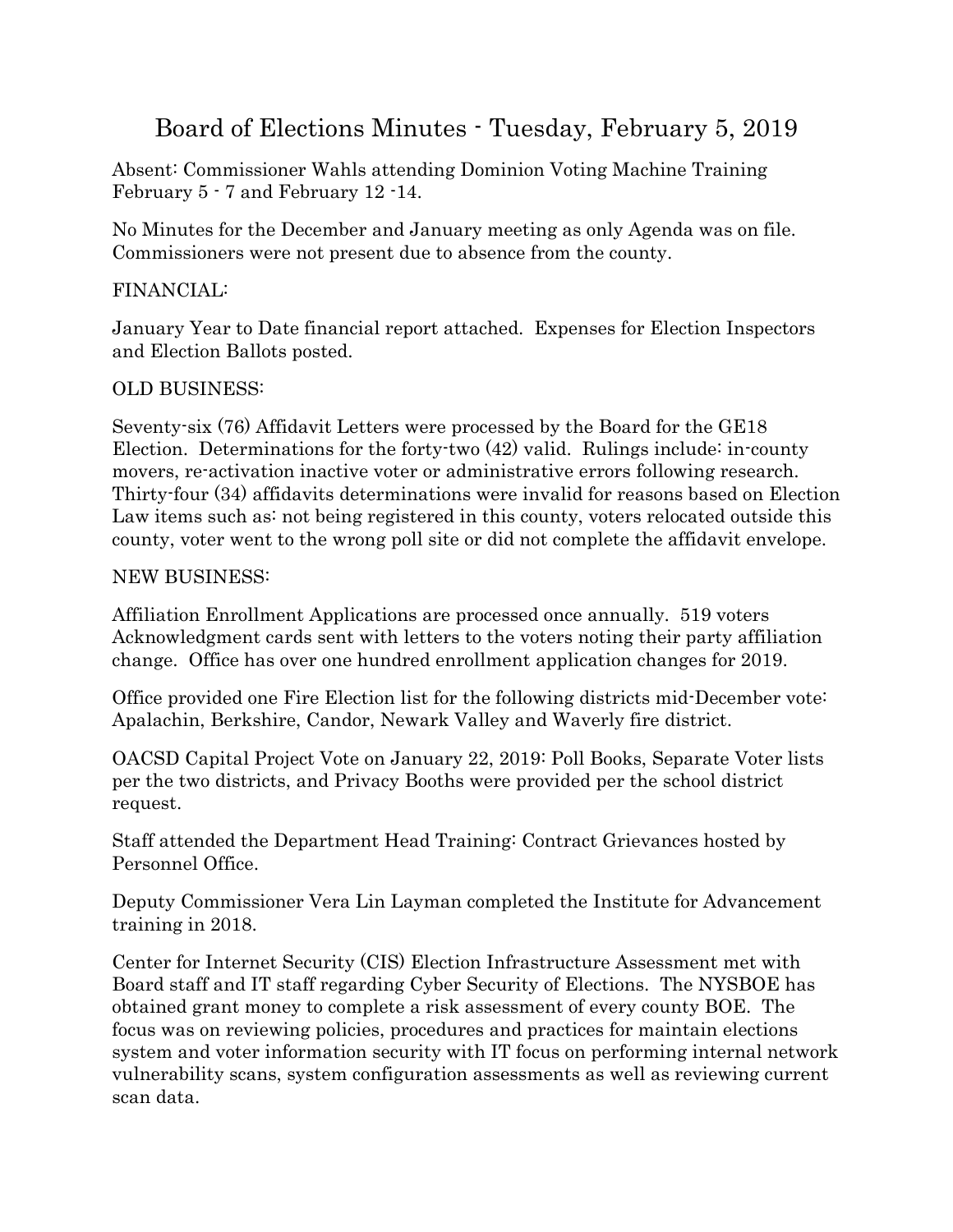# Board of Elections Minutes - Tuesday, February 5, 2019

Absent: Commissioner Wahls attending Dominion Voting Machine Training February 5 - 7 and February 12 -14.

No Minutes for the December and January meeting as only Agenda was on file. Commissioners were not present due to absence from the county.

FINANCIAL:

January Year to Date financial report attached. Expenses for Election Inspectors and Election Ballots posted.

OLD BUSINESS:

Seventy-six (76) Affidavit Letters were processed by the Board for the GE18 Election. Determinations for the forty-two (42) valid. Rulings include: in-county movers, re-activation inactive voter or administrative errors following research. Thirty-four (34) affidavits determinations were invalid for reasons based on Election Law items such as: not being registered in this county, voters relocated outside this county, voter went to the wrong poll site or did not complete the affidavit envelope.

NEW BUSINESS:

Affiliation Enrollment Applications are processed once annually. 519 voters Acknowledgment cards sent with letters to the voters noting their party affiliation change. Office has over one hundred enrollment application changes for 2019.

Office provided one Fire Election list for the following districts mid-December vote: Apalachin, Berkshire, Candor, Newark Valley and Waverly fire district.

OACSD Capital Project Vote on January 22, 2019: Poll Books, Separate Voter lists per the two districts, and Privacy Booths were provided per the school district request.

Staff attended the Department Head Training: Contract Grievances hosted by Personnel Office.

Deputy Commissioner Vera Lin Layman completed the Institute for Advancement training in 2018.

Center for Internet Security (CIS) Election Infrastructure Assessment met with Board staff and IT staff regarding Cyber Security of Elections. The NYSBOE has obtained grant money to complete a risk assessment of every county BOE. The focus was on reviewing policies, procedures and practices for maintain elections system and voter information security with IT focus on performing internal network vulnerability scans, system configuration assessments as well as reviewing current scan data.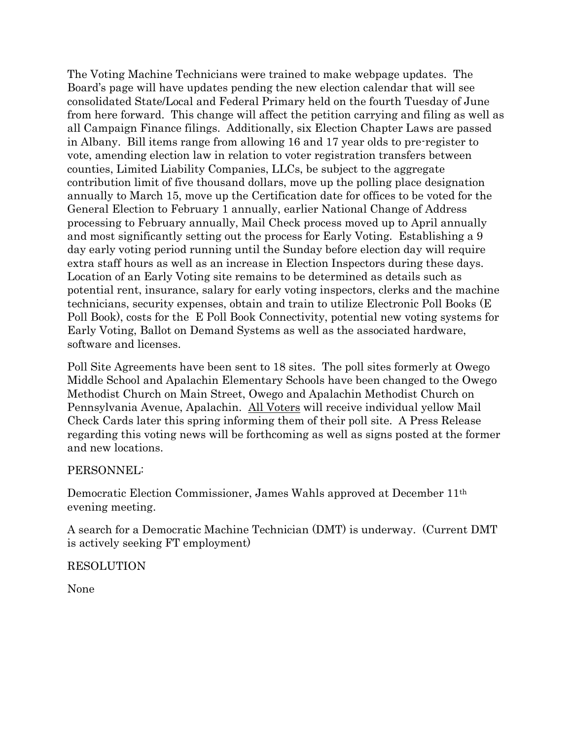The Voting Machine Technicians were trained to make webpage updates. The Board's page will have updates pending the new election calendar that will see consolidated State/Local and Federal Primary held on the fourth Tuesday of June from here forward. This change will affect the petition carrying and filing as well as all Campaign Finance filings. Additionally, six Election Chapter Laws are passed in Albany. Bill items range from allowing 16 and 17 year olds to pre-register to vote, amending election law in relation to voter registration transfers between counties, Limited Liability Companies, LLCs, be subject to the aggregate contribution limit of five thousand dollars, move up the polling place designation annually to March 15, move up the Certification date for offices to be voted for the General Election to February 1 annually, earlier National Change of Address processing to February annually, Mail Check process moved up to April annually and most significantly setting out the process for Early Voting. Establishing a 9 day early voting period running until the Sunday before election day will require extra staff hours as well as an increase in Election Inspectors during these days. Location of an Early Voting site remains to be determined as details such as potential rent, insurance, salary for early voting inspectors, clerks and the machine technicians, security expenses, obtain and train to utilize Electronic Poll Books (E Poll Book), costs for the E Poll Book Connectivity, potential new voting systems for Early Voting, Ballot on Demand Systems as well as the associated hardware, software and licenses.

Poll Site Agreements have been sent to 18 sites. The poll sites formerly at Owego Middle School and Apalachin Elementary Schools have been changed to the Owego Methodist Church on Main Street, Owego and Apalachin Methodist Church on Pennsylvania Avenue, Apalachin. <u>All Voters</u> will receive individual yellow Mail Check Cards later this spring informing them of their poll site. A Press Release regarding this voting news will be forthcoming as well as signs posted at the former and new locations.

PERSONNEL:

Democratic Election Commissioner, James Wahls approved at December 11th evening meeting.

A search for a Democratic Machine Technician (DMT) is underway. (Current DMT is actively seeking FT employment)

RESOLUTION

None